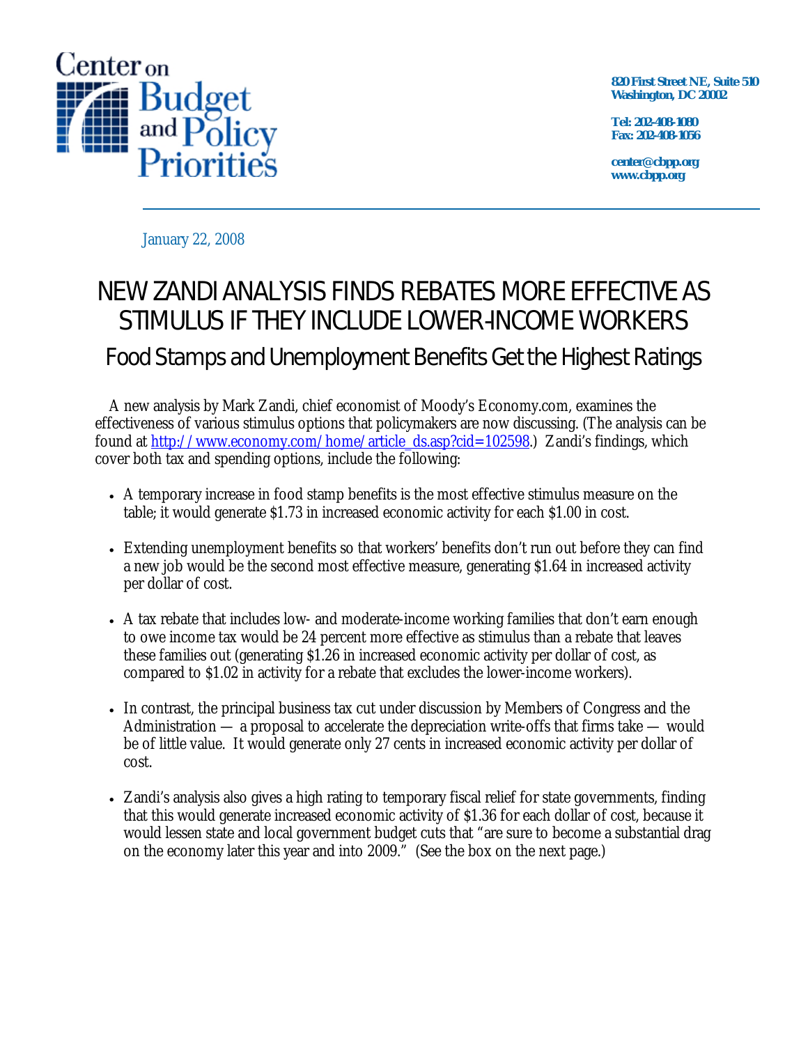Center on Budget and Policy Priorities

820 First Street NE, Suite 510
Washington, DC 20002

Tel: 202-408-1080
Fax: 202-408-1056

center@cbpp.org
www.cbpp.org

January 22, 2008

# NEW ZANDI ANALYSIS FINDS REBATES MORE EFFECTIVE AS STIMULUS IF THEY INCLUDE LOWER-INCOME WORKERS

## Food Stamps and Unemployment Benefits Get the Highest Ratings

A new analysis by Mark Zandi, chief economist of Moody's Economy.com, examines the effectiveness of various stimulus options that policymakers are now discussing. (The analysis can be found at [http://www.economy.com/home/article_ds.asp?cid=102598](http://www.economy.com/home/article_ds.asp?cid=102598).) Zandi's findings, which cover both tax and spending options, include the following:

- A temporary increase in food stamp benefits is the most effective stimulus measure on the table; it would generate $1.73 in increased economic activity for each $1.00 in cost.
- Extending unemployment benefits so that workers' benefits don't run out before they can find a new job would be the second most effective measure, generating $1.64 in increased activity per dollar of cost.
- A tax rebate that includes low- and moderate-income working families that don't earn enough to owe income tax would be 24 percent more effective as stimulus than a rebate that leaves these families out (generating $1.26 in increased economic activity per dollar of cost, as compared to $1.02 in activity for a rebate that excludes the lower-income workers).
- In contrast, the principal business tax cut under discussion by Members of Congress and the Administration — a proposal to accelerate the depreciation write-offs that firms take — would be of little value. It would generate only 27 cents in increased economic activity per dollar of cost.
- Zandi's analysis also gives a high rating to temporary fiscal relief for state governments, finding that this would generate increased economic activity of $1.36 for each dollar of cost, because it would lessen state and local government budget cuts that "are sure to become a substantial drag on the economy later this year and into 2009." (See the box on the next page.)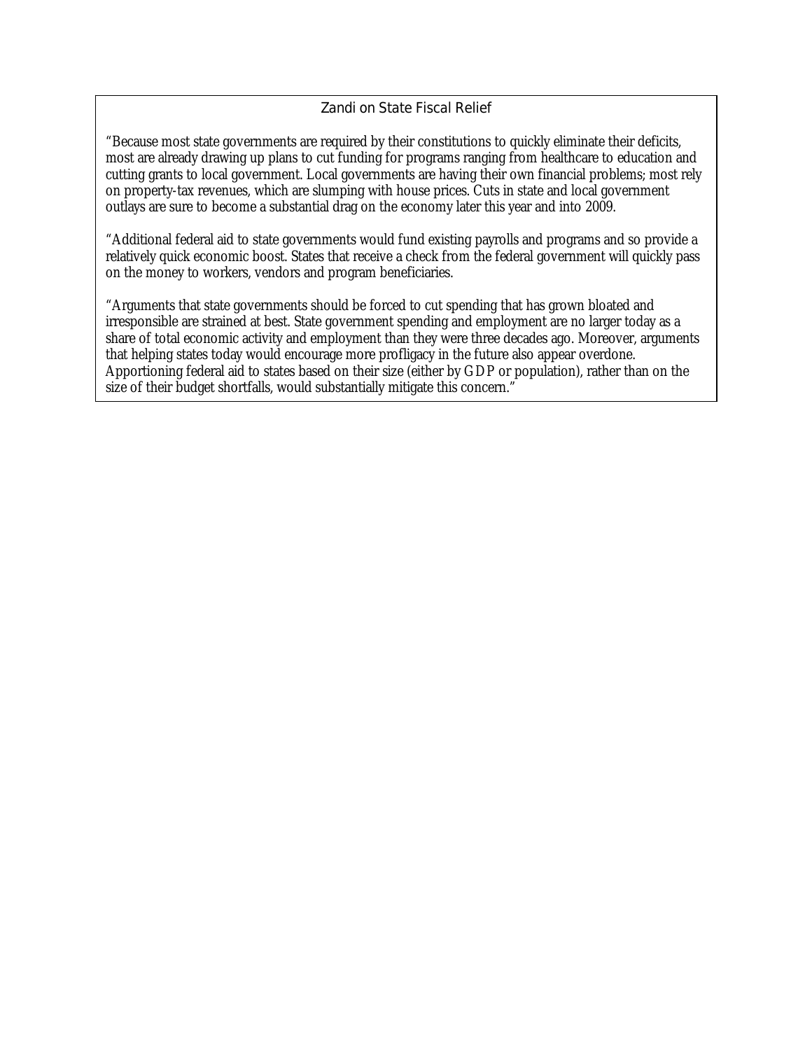## Zandi on State Fiscal Relief

"Because most state governments are required by their constitutions to quickly eliminate their deficits, most are already drawing up plans to cut funding for programs ranging from healthcare to education and cutting grants to local government. Local governments are having their own financial problems; most rely on property-tax revenues, which are slumping with house prices. Cuts in state and local government outlays are sure to become a substantial drag on the economy later this year and into 2009.

"Additional federal aid to state governments would fund existing payrolls and programs and so provide a relatively quick economic boost. States that receive a check from the federal government will quickly pass on the money to workers, vendors and program beneficiaries.

"Arguments that state governments should be forced to cut spending that has grown bloated and irresponsible are strained at best. State government spending and employment are no larger today as a share of total economic activity and employment than they were three decades ago. Moreover, arguments that helping states today would encourage more profligacy in the future also appear overdone. Apportioning federal aid to states based on their size (either by GDP or population), rather than on the size of their budget shortfalls, would substantially mitigate this concern."